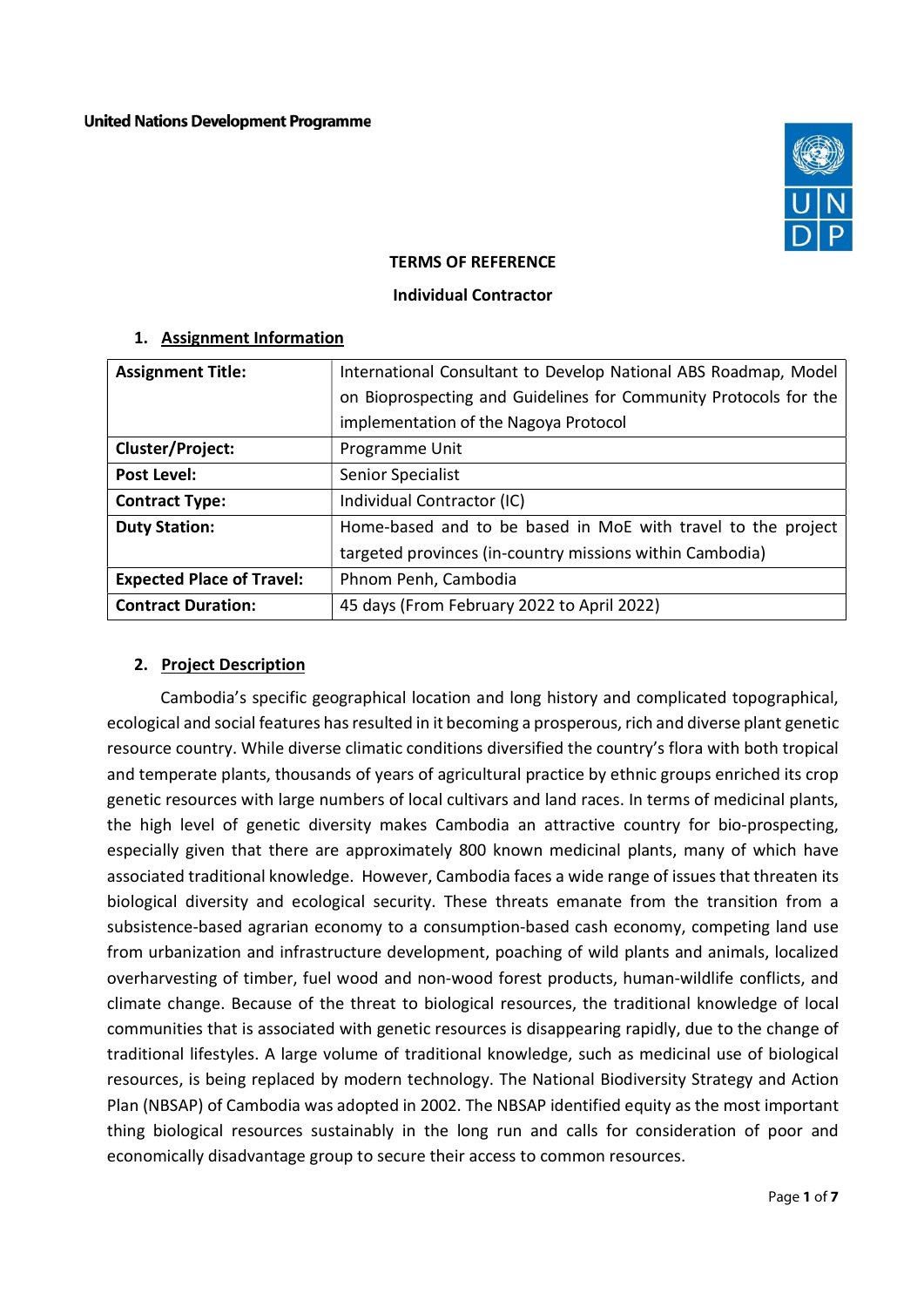**United Nations Development Programme**

**TERMS OF REFERENCE**

**Individual Contractor**

## 1. Assignment Information

| **Assignment Title:** | International Consultant to Develop National ABS Roadmap, Model on Bioprospecting and Guidelines for Community Protocols for the implementation of the Nagoya Protocol |
|---|---|
| **Cluster/Project:** | Programme Unit |
| **Post Level:** | Senior Specialist |
| **Contract Type:** | Individual Contractor (IC) |
| **Duty Station:** | Home-based and to be based in MoE with travel to the project targeted provinces (in-country missions within Cambodia) |
| **Expected Place of Travel:** | Phnom Penh, Cambodia |
| **Contract Duration:** | 45 days (From February 2022 to April 2022) |

## 2. Project Description

Cambodia's specific geographical location and long history and complicated topographical, ecological and social features has resulted in it becoming a prosperous, rich and diverse plant genetic resource country. While diverse climatic conditions diversified the country's flora with both tropical and temperate plants, thousands of years of agricultural practice by ethnic groups enriched its crop genetic resources with large numbers of local cultivars and land races. In terms of medicinal plants, the high level of genetic diversity makes Cambodia an attractive country for bio-prospecting, especially given that there are approximately 800 known medicinal plants, many of which have associated traditional knowledge. However, Cambodia faces a wide range of issues that threaten its biological diversity and ecological security. These threats emanate from the transition from a subsistence-based agrarian economy to a consumption-based cash economy, competing land use from urbanization and infrastructure development, poaching of wild plants and animals, localized overharvesting of timber, fuel wood and non-wood forest products, human-wildlife conflicts, and climate change. Because of the threat to biological resources, the traditional knowledge of local communities that is associated with genetic resources is disappearing rapidly, due to the change of traditional lifestyles. A large volume of traditional knowledge, such as medicinal use of biological resources, is being replaced by modern technology. The National Biodiversity Strategy and Action Plan (NBSAP) of Cambodia was adopted in 2002. The NBSAP identified equity as the most important thing biological resources sustainably in the long run and calls for consideration of poor and economically disadvantage group to secure their access to common resources.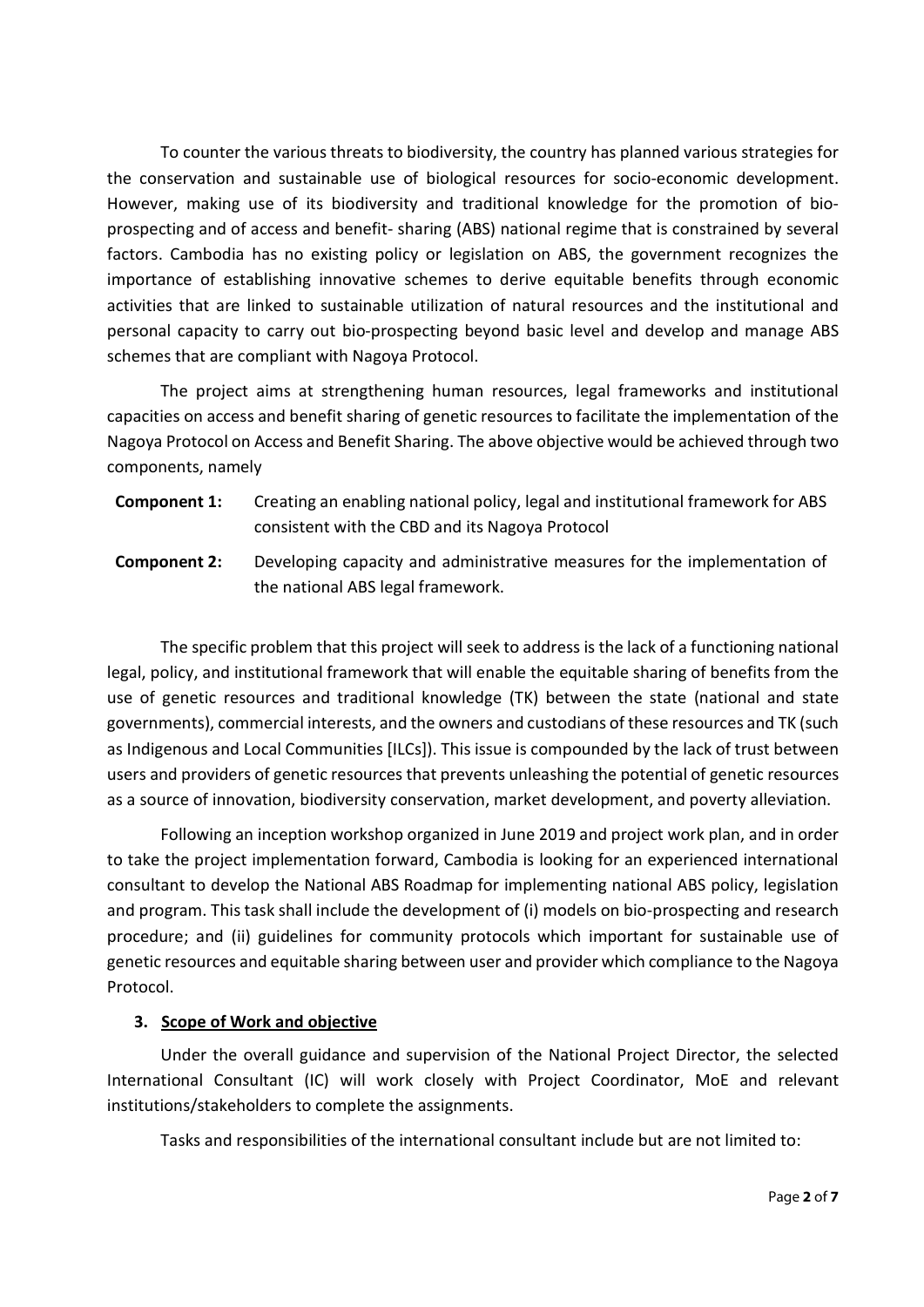To counter the various threats to biodiversity, the country has planned various strategies for the conservation and sustainable use of biological resources for socio-economic development. However, making use of its biodiversity and traditional knowledge for the promotion of bio-prospecting and of access and benefit- sharing (ABS) national regime that is constrained by several factors. Cambodia has no existing policy or legislation on ABS, the government recognizes the importance of establishing innovative schemes to derive equitable benefits through economic activities that are linked to sustainable utilization of natural resources and the institutional and personal capacity to carry out bio-prospecting beyond basic level and develop and manage ABS schemes that are compliant with Nagoya Protocol.

The project aims at strengthening human resources, legal frameworks and institutional capacities on access and benefit sharing of genetic resources to facilitate the implementation of the Nagoya Protocol on Access and Benefit Sharing. The above objective would be achieved through two components, namely

**Component 1:** Creating an enabling national policy, legal and institutional framework for ABS consistent with the CBD and its Nagoya Protocol

**Component 2:** Developing capacity and administrative measures for the implementation of the national ABS legal framework.

The specific problem that this project will seek to address is the lack of a functioning national legal, policy, and institutional framework that will enable the equitable sharing of benefits from the use of genetic resources and traditional knowledge (TK) between the state (national and state governments), commercial interests, and the owners and custodians of these resources and TK (such as Indigenous and Local Communities [ILCs]). This issue is compounded by the lack of trust between users and providers of genetic resources that prevents unleashing the potential of genetic resources as a source of innovation, biodiversity conservation, market development, and poverty alleviation.

Following an inception workshop organized in June 2019 and project work plan, and in order to take the project implementation forward, Cambodia is looking for an experienced international consultant to develop the National ABS Roadmap for implementing national ABS policy, legislation and program. This task shall include the development of (i) models on bio-prospecting and research procedure; and (ii) guidelines for community protocols which important for sustainable use of genetic resources and equitable sharing between user and provider which compliance to the Nagoya Protocol.

## 3. Scope of Work and objective

Under the overall guidance and supervision of the National Project Director, the selected International Consultant (IC) will work closely with Project Coordinator, MoE and relevant institutions/stakeholders to complete the assignments.

Tasks and responsibilities of the international consultant include but are not limited to: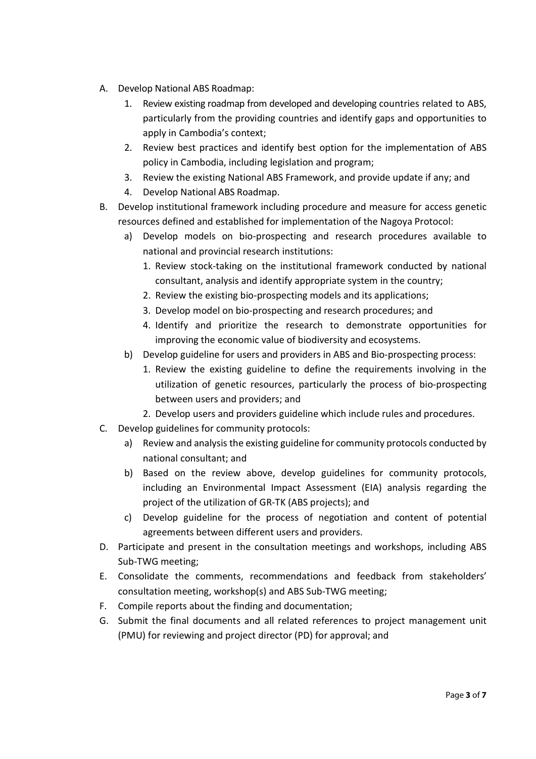A. Develop National ABS Roadmap:
    1. Review existing roadmap from developed and developing countries related to ABS, particularly from the providing countries and identify gaps and opportunities to apply in Cambodia's context;
    2. Review best practices and identify best option for the implementation of ABS policy in Cambodia, including legislation and program;
    3. Review the existing National ABS Framework, and provide update if any; and
    4. Develop National ABS Roadmap.
B. Develop institutional framework including procedure and measure for access genetic resources defined and established for implementation of the Nagoya Protocol:
    a) Develop models on bio-prospecting and research procedures available to national and provincial research institutions:
        1. Review stock-taking on the institutional framework conducted by national consultant, analysis and identify appropriate system in the country;
        2. Review the existing bio-prospecting models and its applications;
        3. Develop model on bio-prospecting and research procedures; and
        4. Identify and prioritize the research to demonstrate opportunities for improving the economic value of biodiversity and ecosystems.
    b) Develop guideline for users and providers in ABS and Bio-prospecting process:
        1. Review the existing guideline to define the requirements involving in the utilization of genetic resources, particularly the process of bio-prospecting between users and providers; and
        2. Develop users and providers guideline which include rules and procedures.
C. Develop guidelines for community protocols:
    a) Review and analysis the existing guideline for community protocols conducted by national consultant; and
    b) Based on the review above, develop guidelines for community protocols, including an Environmental Impact Assessment (EIA) analysis regarding the project of the utilization of GR-TK (ABS projects); and
    c) Develop guideline for the process of negotiation and content of potential agreements between different users and providers.
D. Participate and present in the consultation meetings and workshops, including ABS Sub-TWG meeting;
E. Consolidate the comments, recommendations and feedback from stakeholders' consultation meeting, workshop(s) and ABS Sub-TWG meeting;
F. Compile reports about the finding and documentation;
G. Submit the final documents and all related references to project management unit (PMU) for reviewing and project director (PD) for approval; and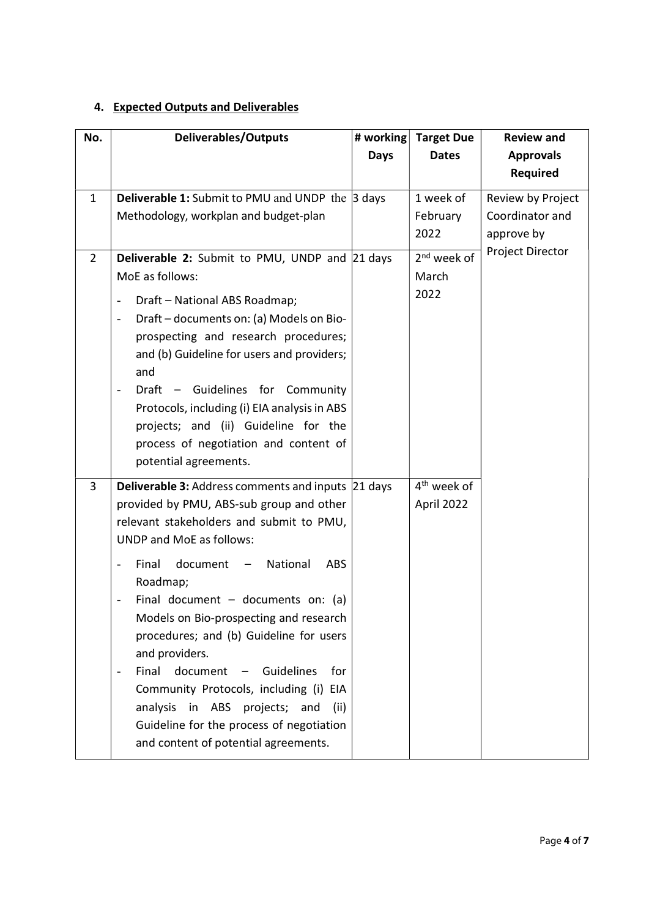## 4. Expected Outputs and Deliverables

| No. | Deliverables/Outputs | # working Days | Target Due Dates | Review and Approvals Required |
|---|---|---|---|---|
| 1 | **Deliverable 1:** Submit to PMU and UNDP the Methodology, workplan and budget-plan | 3 days | 1 week of February 2022 | Review by Project Coordinator and approve by Project Director |
| 2 | **Deliverable 2:** Submit to PMU, UNDP and MoE as follows:<br>- Draft – National ABS Roadmap;<br>- Draft – documents on: (a) Models on Bio-prospecting and research procedures; and (b) Guideline for users and providers; and<br>- Draft – Guidelines for Community Protocols, including (i) EIA analysis in ABS projects; and (ii) Guideline for the process of negotiation and content of potential agreements. | 21 days | 2nd week of March 2022 | |
| 3 | **Deliverable 3:** Address comments and inputs provided by PMU, ABS-sub group and other relevant stakeholders and submit to PMU, UNDP and MoE as follows:<br>- Final document – National ABS Roadmap;<br>- Final document – documents on: (a) Models on Bio-prospecting and research procedures; and (b) Guideline for users and providers.<br>- Final document – Guidelines for Community Protocols, including (i) EIA analysis in ABS projects; and (ii) Guideline for the process of negotiation and content of potential agreements. | 21 days | 4th week of April 2022 | |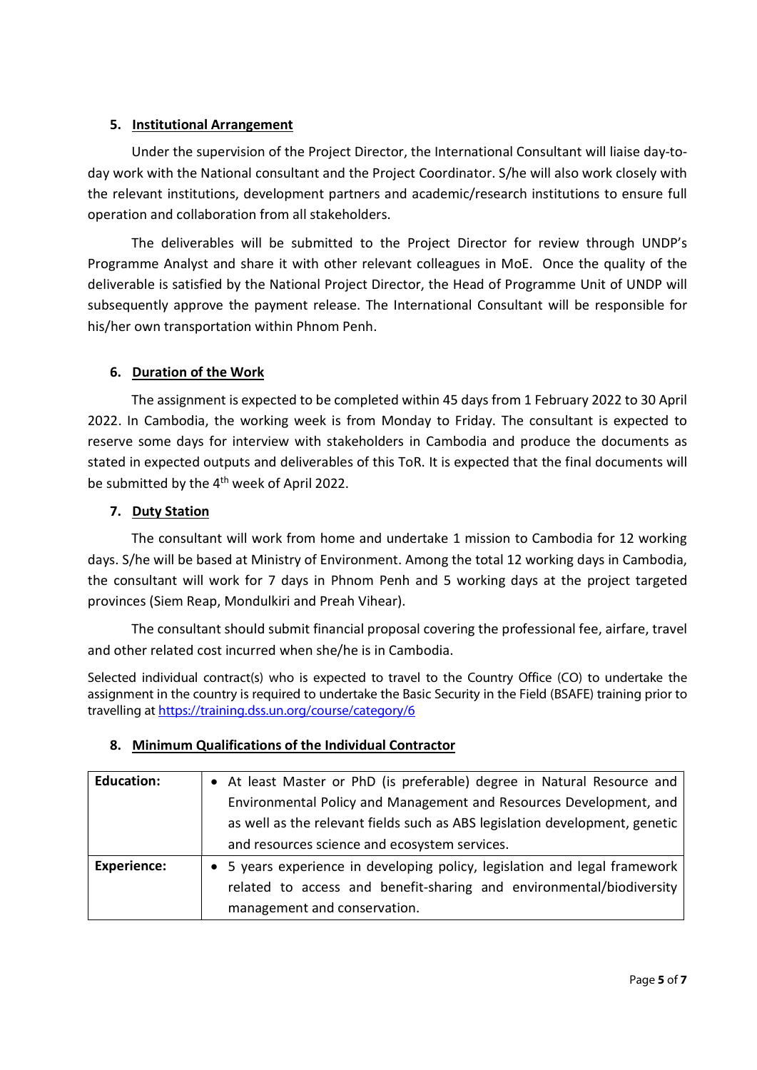## 5. Institutional Arrangement

Under the supervision of the Project Director, the International Consultant will liaise day-to-day work with the National consultant and the Project Coordinator. S/he will also work closely with the relevant institutions, development partners and academic/research institutions to ensure full operation and collaboration from all stakeholders.

The deliverables will be submitted to the Project Director for review through UNDP's Programme Analyst and share it with other relevant colleagues in MoE. Once the quality of the deliverable is satisfied by the National Project Director, the Head of Programme Unit of UNDP will subsequently approve the payment release. The International Consultant will be responsible for his/her own transportation within Phnom Penh.

## 6. Duration of the Work

The assignment is expected to be completed within 45 days from 1 February 2022 to 30 April 2022. In Cambodia, the working week is from Monday to Friday. The consultant is expected to reserve some days for interview with stakeholders in Cambodia and produce the documents as stated in expected outputs and deliverables of this ToR. It is expected that the final documents will be submitted by the 4th week of April 2022.

## 7. Duty Station

The consultant will work from home and undertake 1 mission to Cambodia for 12 working days. S/he will be based at Ministry of Environment. Among the total 12 working days in Cambodia, the consultant will work for 7 days in Phnom Penh and 5 working days at the project targeted provinces (Siem Reap, Mondulkiri and Preah Vihear).

The consultant should submit financial proposal covering the professional fee, airfare, travel and other related cost incurred when she/he is in Cambodia.

Selected individual contract(s) who is expected to travel to the Country Office (CO) to undertake the assignment in the country is required to undertake the Basic Security in the Field (BSAFE) training prior to travelling at https://training.dss.un.org/course/category/6

## 8. Minimum Qualifications of the Individual Contractor

| **Education:** | • At least Master or PhD (is preferable) degree in Natural Resource and Environmental Policy and Management and Resources Development, and as well as the relevant fields such as ABS legislation development, genetic and resources science and ecosystem services. |
|---|---|
| **Experience:** | • 5 years experience in developing policy, legislation and legal framework related to access and benefit-sharing and environmental/biodiversity management and conservation. |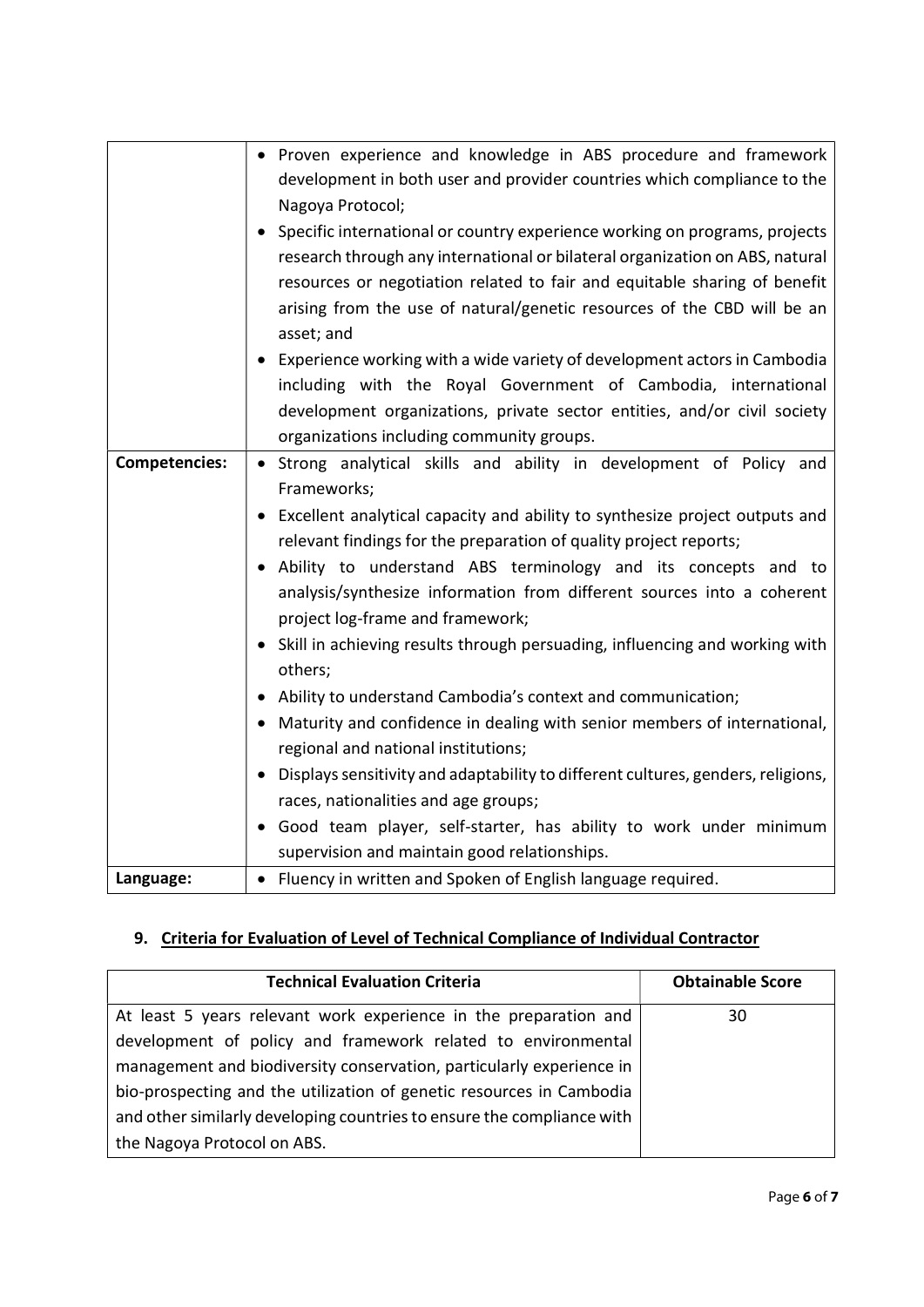| | |
|---|---|
| | • Proven experience and knowledge in ABS procedure and framework development in both user and provider countries which compliance to the Nagoya Protocol;<br>• Specific international or country experience working on programs, projects research through any international or bilateral organization on ABS, natural resources or negotiation related to fair and equitable sharing of benefit arising from the use of natural/genetic resources of the CBD will be an asset; and<br>• Experience working with a wide variety of development actors in Cambodia including with the Royal Government of Cambodia, international development organizations, private sector entities, and/or civil society organizations including community groups. |
| **Competencies:** | • Strong analytical skills and ability in development of Policy and Frameworks;<br>• Excellent analytical capacity and ability to synthesize project outputs and relevant findings for the preparation of quality project reports;<br>• Ability to understand ABS terminology and its concepts and to analysis/synthesize information from different sources into a coherent project log-frame and framework;<br>• Skill in achieving results through persuading, influencing and working with others;<br>• Ability to understand Cambodia's context and communication;<br>• Maturity and confidence in dealing with senior members of international, regional and national institutions;<br>• Displays sensitivity and adaptability to different cultures, genders, religions, races, nationalities and age groups;<br>• Good team player, self-starter, has ability to work under minimum supervision and maintain good relationships. |
| **Language:** | • Fluency in written and Spoken of English language required. |

## 9. Criteria for Evaluation of Level of Technical Compliance of Individual Contractor

| Technical Evaluation Criteria | Obtainable Score |
|---|---|
| At least 5 years relevant work experience in the preparation and development of policy and framework related to environmental management and biodiversity conservation, particularly experience in bio-prospecting and the utilization of genetic resources in Cambodia and other similarly developing countries to ensure the compliance with the Nagoya Protocol on ABS. | 30 |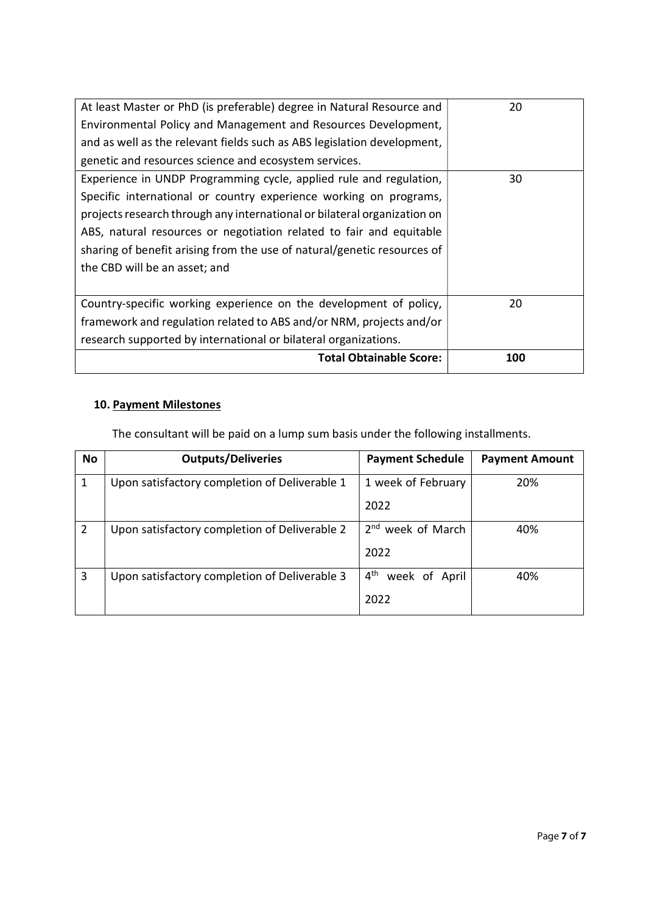| | |
|---|---|
| At least Master or PhD (is preferable) degree in Natural Resource and Environmental Policy and Management and Resources Development, and as well as the relevant fields such as ABS legislation development, genetic and resources science and ecosystem services. | 20 |
| Experience in UNDP Programming cycle, applied rule and regulation, Specific international or country experience working on programs, projects research through any international or bilateral organization on ABS, natural resources or negotiation related to fair and equitable sharing of benefit arising from the use of natural/genetic resources of the CBD will be an asset; and | 30 |
| Country-specific working experience on the development of policy, framework and regulation related to ABS and/or NRM, projects and/or research supported by international or bilateral organizations. | 20 |
| **Total Obtainable Score:** | **100** |

## 10. Payment Milestones

The consultant will be paid on a lump sum basis under the following installments.

| No | Outputs/Deliveries | Payment Schedule | Payment Amount |
|---|---|---|---|
| 1 | Upon satisfactory completion of Deliverable 1 | 1 week of February 2022 | 20% |
| 2 | Upon satisfactory completion of Deliverable 2 | 2nd week of March 2022 | 40% |
| 3 | Upon satisfactory completion of Deliverable 3 | 4th week of April 2022 | 40% |